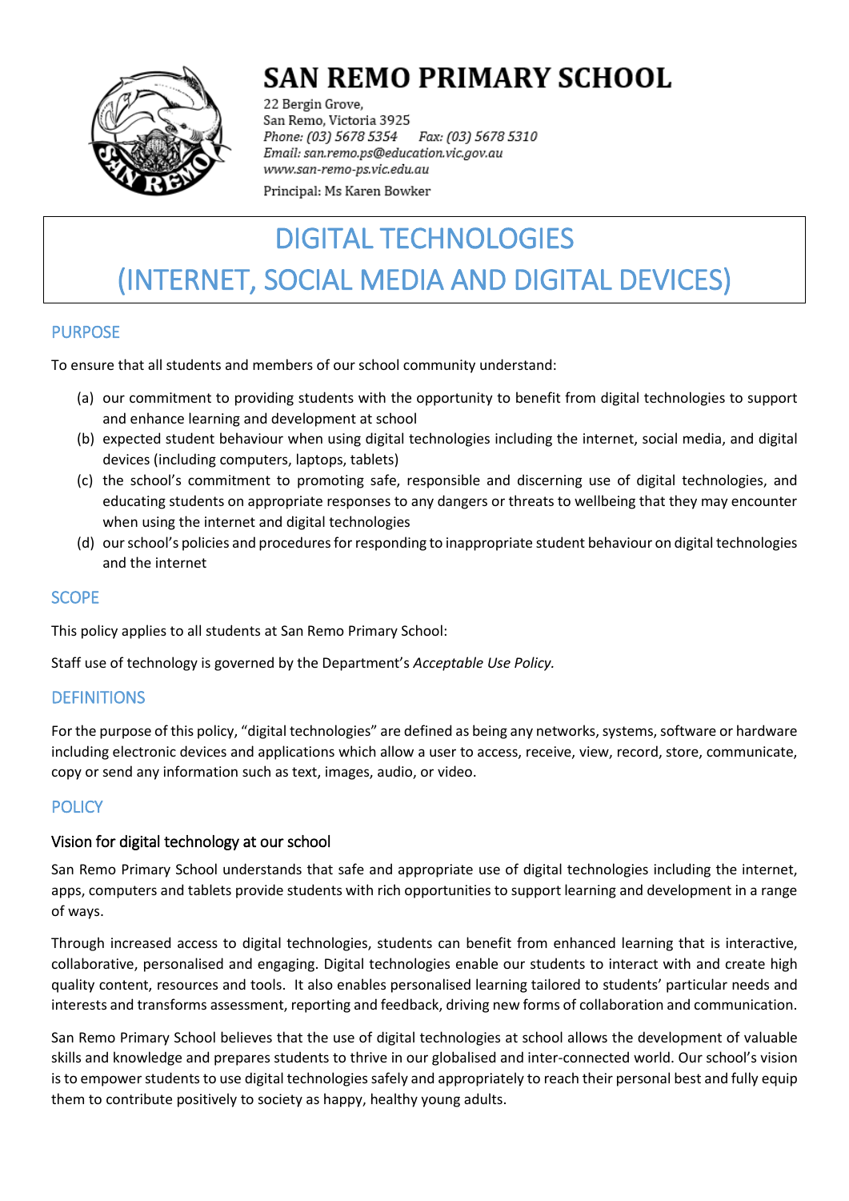# SAN REMO PRIMARY SCHOOL

22 Bergin Grove,
San Remo, Victoria 3925
*Phone: (03) 5678 5354* *Fax: (03) 5678 5310*
*Email: san.remo.ps@education.vic.gov.au*
*www.san-remo-ps.vic.edu.au*
Principal: Ms Karen Bowker

# DIGITAL TECHNOLOGIES (INTERNET, SOCIAL MEDIA AND DIGITAL DEVICES)

## PURPOSE

To ensure that all students and members of our school community understand:

(a) our commitment to providing students with the opportunity to benefit from digital technologies to support and enhance learning and development at school
(b) expected student behaviour when using digital technologies including the internet, social media, and digital devices (including computers, laptops, tablets)
(c) the school's commitment to promoting safe, responsible and discerning use of digital technologies, and educating students on appropriate responses to any dangers or threats to wellbeing that they may encounter when using the internet and digital technologies
(d) our school's policies and procedures for responding to inappropriate student behaviour on digital technologies and the internet

## SCOPE

This policy applies to all students at San Remo Primary School:

Staff use of technology is governed by the Department's *Acceptable Use Policy.*

## DEFINITIONS

For the purpose of this policy, "digital technologies" are defined as being any networks, systems, software or hardware including electronic devices and applications which allow a user to access, receive, view, record, store, communicate, copy or send any information such as text, images, audio, or video.

## POLICY

### Vision for digital technology at our school

San Remo Primary School understands that safe and appropriate use of digital technologies including the internet, apps, computers and tablets provide students with rich opportunities to support learning and development in a range of ways.

Through increased access to digital technologies, students can benefit from enhanced learning that is interactive, collaborative, personalised and engaging. Digital technologies enable our students to interact with and create high quality content, resources and tools. It also enables personalised learning tailored to students' particular needs and interests and transforms assessment, reporting and feedback, driving new forms of collaboration and communication.

San Remo Primary School believes that the use of digital technologies at school allows the development of valuable skills and knowledge and prepares students to thrive in our globalised and inter-connected world. Our school's vision is to empower students to use digital technologies safely and appropriately to reach their personal best and fully equip them to contribute positively to society as happy, healthy young adults.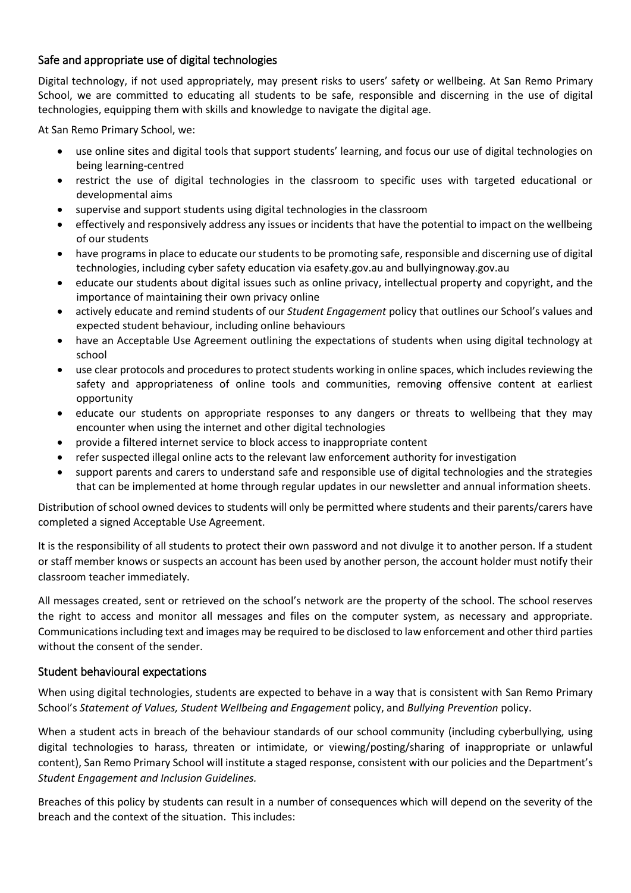## Safe and appropriate use of digital technologies

Digital technology, if not used appropriately, may present risks to users' safety or wellbeing. At San Remo Primary School, we are committed to educating all students to be safe, responsible and discerning in the use of digital technologies, equipping them with skills and knowledge to navigate the digital age.

At San Remo Primary School, we:

- use online sites and digital tools that support students' learning, and focus our use of digital technologies on being learning-centred
- restrict the use of digital technologies in the classroom to specific uses with targeted educational or developmental aims
- supervise and support students using digital technologies in the classroom
- effectively and responsively address any issues or incidents that have the potential to impact on the wellbeing of our students
- have programs in place to educate our students to be promoting safe, responsible and discerning use of digital technologies, including cyber safety education via esafety.gov.au and bullyingnoway.gov.au
- educate our students about digital issues such as online privacy, intellectual property and copyright, and the importance of maintaining their own privacy online
- actively educate and remind students of our *Student Engagement* policy that outlines our School's values and expected student behaviour, including online behaviours
- have an Acceptable Use Agreement outlining the expectations of students when using digital technology at school
- use clear protocols and procedures to protect students working in online spaces, which includes reviewing the safety and appropriateness of online tools and communities, removing offensive content at earliest opportunity
- educate our students on appropriate responses to any dangers or threats to wellbeing that they may encounter when using the internet and other digital technologies
- provide a filtered internet service to block access to inappropriate content
- refer suspected illegal online acts to the relevant law enforcement authority for investigation
- support parents and carers to understand safe and responsible use of digital technologies and the strategies that can be implemented at home through regular updates in our newsletter and annual information sheets.

Distribution of school owned devices to students will only be permitted where students and their parents/carers have completed a signed Acceptable Use Agreement.

It is the responsibility of all students to protect their own password and not divulge it to another person. If a student or staff member knows or suspects an account has been used by another person, the account holder must notify their classroom teacher immediately.

All messages created, sent or retrieved on the school's network are the property of the school. The school reserves the right to access and monitor all messages and files on the computer system, as necessary and appropriate. Communications including text and images may be required to be disclosed to law enforcement and other third parties without the consent of the sender.

## Student behavioural expectations

When using digital technologies, students are expected to behave in a way that is consistent with San Remo Primary School's *Statement of Values, Student Wellbeing and Engagement* policy, and *Bullying Prevention* policy.

When a student acts in breach of the behaviour standards of our school community (including cyberbullying, using digital technologies to harass, threaten or intimidate, or viewing/posting/sharing of inappropriate or unlawful content), San Remo Primary School will institute a staged response, consistent with our policies and the Department's *Student Engagement and Inclusion Guidelines.*

Breaches of this policy by students can result in a number of consequences which will depend on the severity of the breach and the context of the situation. This includes: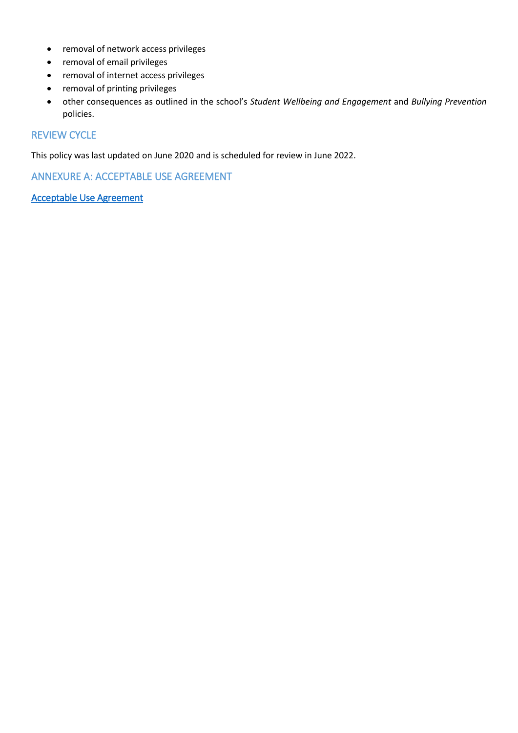- removal of network access privileges
- removal of email privileges
- removal of internet access privileges
- removal of printing privileges
- other consequences as outlined in the school's *Student Wellbeing and Engagement* and *Bullying Prevention* policies.

## REVIEW CYCLE

This policy was last updated on June 2020 and is scheduled for review in June 2022.

## ANNEXURE A: ACCEPTABLE USE AGREEMENT

Acceptable Use Agreement